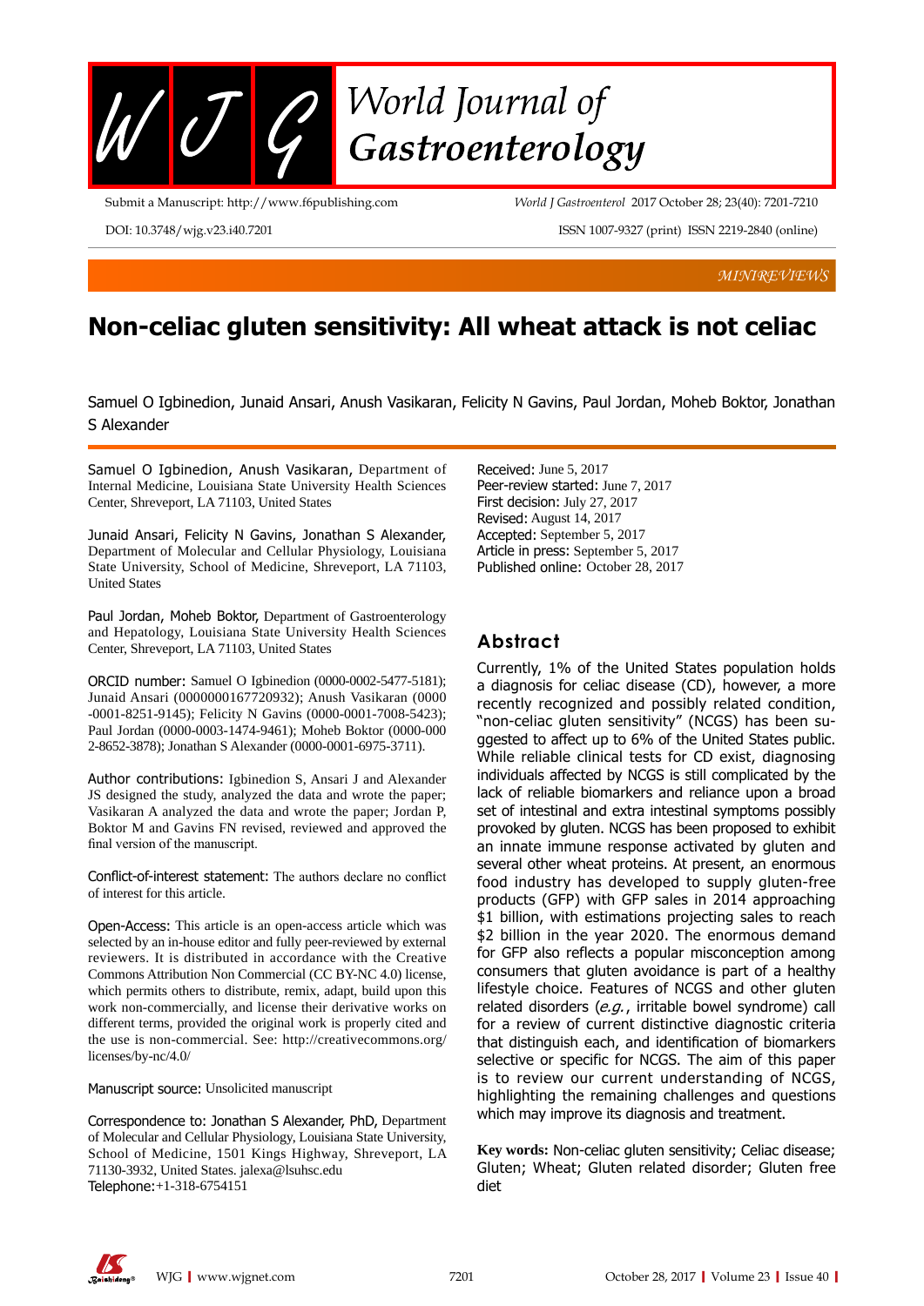MINIREVIEWS

# Non-celiac gluten sensitivity: All wheat attack is not celiac

Samuel O Igbinedion, Junaid Ansari, Anush Vasikaran, Felicity N Gavins, Paul Jordan, Moheb Boktor, Jonathan S Alexander

Samuel O Igbinedion, Anush Vasikaran, Department of Internal Medicine, Louisiana State University Health Sciences Center, Shreveport, LA 71103, United States

Junaid Ansari, Felicity N Gavins, Jonathan S Alexander, Department of Molecular and Cellular Physiology, Louisiana State University, School of Medicine, Shreveport, LA 71103, United States

Paul Jordan, Moheb Boktor, Department of Gastroenterology and Hepatology, Louisiana State University Health Sciences Center, Shreveport, LA 71103, United States

ORCID number: Samuel O Igbinedion (0000-0002-5477-5181); Junaid Ansari (0000000167720932); Anush Vasikaran (0000-0001-8251-9145); Felicity N Gavins (0000-0001-7008-5423); Paul Jordan (0000-0003-1474-9461); Moheb Boktor (0000-0002-8652-3878); Jonathan S Alexander (0000-0001-6975-3711).

Author contributions: Igbinedion S, Ansari J and Alexander JS designed the study, analyzed the data and wrote the paper; Vasikaran A analyzed the data and wrote the paper; Jordan P, Boktor M and Gavins FN revised, reviewed and approved the final version of the manuscript.

Conflict-of-interest statement: The authors declare no conflict of interest for this article.

Open-Access: This article is an open-access article which was selected by an in-house editor and fully peer-reviewed by external reviewers. It is distributed in accordance with the Creative Commons Attribution Non Commercial (CC BY-NC 4.0) license, which permits others to distribute, remix, adapt, build upon this work non-commercially, and license their derivative works on different terms, provided the original work is properly cited and the use is non-commercial. See: http://creativecommons.org/licenses/by-nc/4.0/

Manuscript source: Unsolicited manuscript

Correspondence to: Jonathan S Alexander, PhD, Department of Molecular and Cellular Physiology, Louisiana State University, School of Medicine, 1501 Kings Highway, Shreveport, LA 71130-3932, United States. jalexa@lsuhsc.edu

Telephone: +1-318-6754151

Received: June 5, 2017
Peer-review started: June 7, 2017
First decision: July 27, 2017
Revised: August 14, 2017
Accepted: September 5, 2017
Article in press: September 5, 2017
Published online: October 28, 2017

## Abstract

Currently, 1% of the United States population holds a diagnosis for celiac disease (CD), however, a more recently recognized and possibly related condition, "non-celiac gluten sensitivity" (NCGS) has been suggested to affect up to 6% of the United States public. While reliable clinical tests for CD exist, diagnosing individuals affected by NCGS is still complicated by the lack of reliable biomarkers and reliance upon a broad set of intestinal and extra intestinal symptoms possibly provoked by gluten. NCGS has been proposed to exhibit an innate immune response activated by gluten and several other wheat proteins. At present, an enormous food industry has developed to supply gluten-free products (GFP) with GFP sales in 2014 approaching $1 billion, with estimations projecting sales to reach $2 billion in the year 2020. The enormous demand for GFP also reflects a popular misconception among consumers that gluten avoidance is part of a healthy lifestyle choice. Features of NCGS and other gluten related disorders (*e.g.*, irritable bowel syndrome) call for a review of current distinctive diagnostic criteria that distinguish each, and identification of biomarkers selective or specific for NCGS. The aim of this paper is to review our current understanding of NCGS, highlighting the remaining challenges and questions which may improve its diagnosis and treatment.

**Key words:** Non-celiac gluten sensitivity; Celiac disease; Gluten; Wheat; Gluten related disorder; Gluten free diet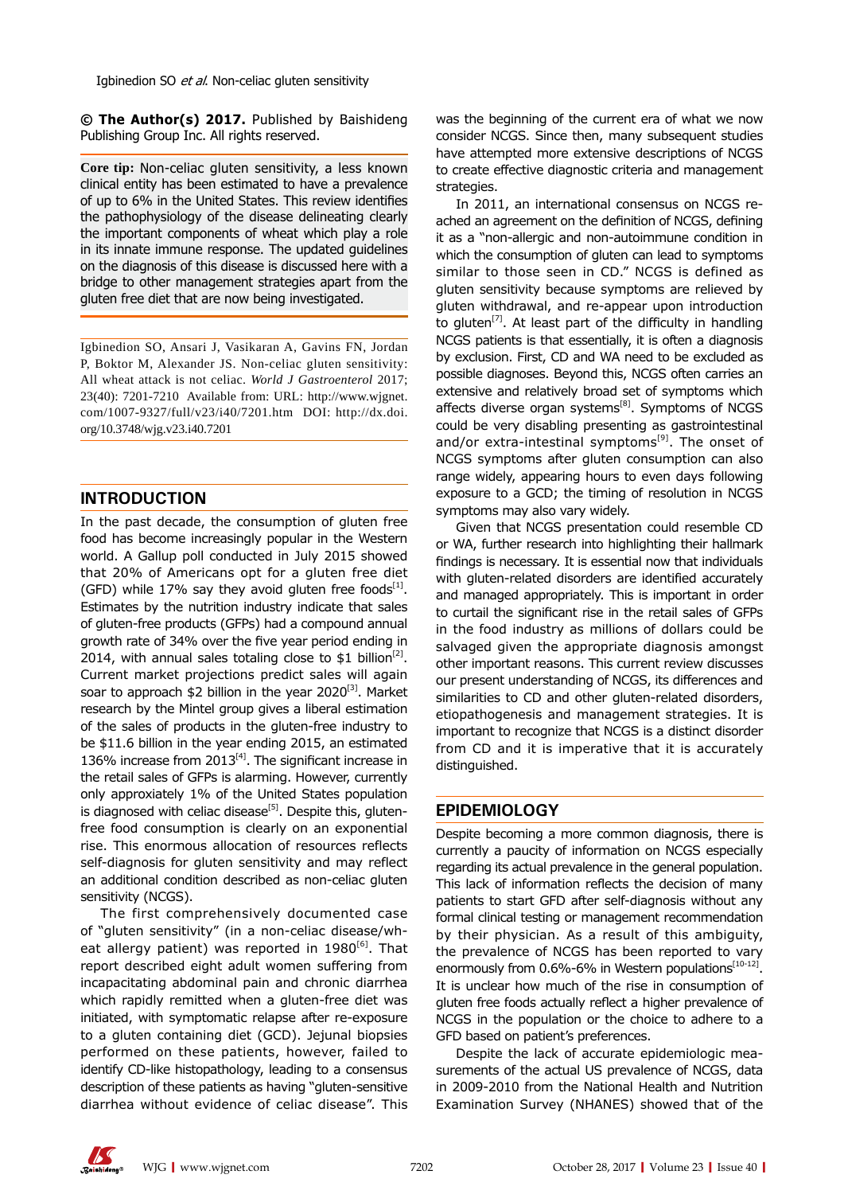**© The Author(s) 2017.** Published by Baishideng Publishing Group Inc. All rights reserved.

**Core tip:** Non-celiac gluten sensitivity, a less known clinical entity has been estimated to have a prevalence of up to 6% in the United States. This review identifies the pathophysiology of the disease delineating clearly the important components of wheat which play a role in its innate immune response. The updated guidelines on the diagnosis of this disease is discussed here with a bridge to other management strategies apart from the gluten free diet that are now being investigated.

Igbinedion SO, Ansari J, Vasikaran A, Gavins FN, Jordan P, Boktor M, Alexander JS. Non-celiac gluten sensitivity: All wheat attack is not celiac. *World J Gastroenterol* 2017; 23(40): 7201-7210 Available from: URL: http://www.wjgnet.com/1007-9327/full/v23/i40/7201.htm DOI: http://dx.doi.org/10.3748/wjg.v23.i40.7201

## INTRODUCTION

In the past decade, the consumption of gluten free food has become increasingly popular in the Western world. A Gallup poll conducted in July 2015 showed that 20% of Americans opt for a gluten free diet (GFD) while 17% say they avoid gluten free foods[1]. Estimates by the nutrition industry indicate that sales of gluten-free products (GFPs) had a compound annual growth rate of 34% over the five year period ending in 2014, with annual sales totaling close to $1 billion[2]. Current market projections predict sales will again soar to approach $2 billion in the year 2020[3]. Market research by the Mintel group gives a liberal estimation of the sales of products in the gluten-free industry to be $11.6 billion in the year ending 2015, an estimated 136% increase from 2013[4]. The significant increase in the retail sales of GFPs is alarming. However, currently only approxiately 1% of the United States population is diagnosed with celiac disease[5]. Despite this, gluten-free food consumption is clearly on an exponential rise. This enormous allocation of resources reflects self-diagnosis for gluten sensitivity and may reflect an additional condition described as non-celiac gluten sensitivity (NCGS).

The first comprehensively documented case of "gluten sensitivity" (in a non-celiac disease/wheat allergy patient) was reported in 1980[6]. That report described eight adult women suffering from incapacitating abdominal pain and chronic diarrhea which rapidly remitted when a gluten-free diet was initiated, with symptomatic relapse after re-exposure to a gluten containing diet (GCD). Jejunal biopsies performed on these patients, however, failed to identify CD-like histopathology, leading to a consensus description of these patients as having "gluten-sensitive diarrhea without evidence of celiac disease". This was the beginning of the current era of what we now consider NCGS. Since then, many subsequent studies have attempted more extensive descriptions of NCGS to create effective diagnostic criteria and management strategies.

In 2011, an international consensus on NCGS reached an agreement on the definition of NCGS, defining it as a "non-allergic and non-autoimmune condition in which the consumption of gluten can lead to symptoms similar to those seen in CD." NCGS is defined as gluten sensitivity because symptoms are relieved by gluten withdrawal, and re-appear upon introduction to gluten[7]. At least part of the difficulty in handling NCGS patients is that essentially, it is often a diagnosis by exclusion. First, CD and WA need to be excluded as possible diagnoses. Beyond this, NCGS often carries an extensive and relatively broad set of symptoms which affects diverse organ systems[8]. Symptoms of NCGS could be very disabling presenting as gastrointestinal and/or extra-intestinal symptoms[9]. The onset of NCGS symptoms after gluten consumption can also range widely, appearing hours to even days following exposure to a GCD; the timing of resolution in NCGS symptoms may also vary widely.

Given that NCGS presentation could resemble CD or WA, further research into highlighting their hallmark findings is necessary. It is essential now that individuals with gluten-related disorders are identified accurately and managed appropriately. This is important in order to curtail the significant rise in the retail sales of GFPs in the food industry as millions of dollars could be salvaged given the appropriate diagnosis amongst other important reasons. This current review discusses our present understanding of NCGS, its differences and similarities to CD and other gluten-related disorders, etiopathogenesis and management strategies. It is important to recognize that NCGS is a distinct disorder from CD and it is imperative that it is accurately distinguished.

## EPIDEMIOLOGY

Despite becoming a more common diagnosis, there is currently a paucity of information on NCGS especially regarding its actual prevalence in the general population. This lack of information reflects the decision of many patients to start GFD after self-diagnosis without any formal clinical testing or management recommendation by their physician. As a result of this ambiguity, the prevalence of NCGS has been reported to vary enormously from 0.6%-6% in Western populations[10-12]. It is unclear how much of the rise in consumption of gluten free foods actually reflect a higher prevalence of NCGS in the population or the choice to adhere to a GFD based on patient's preferences.

Despite the lack of accurate epidemiologic measurements of the actual US prevalence of NCGS, data in 2009-2010 from the National Health and Nutrition Examination Survey (NHANES) showed that of the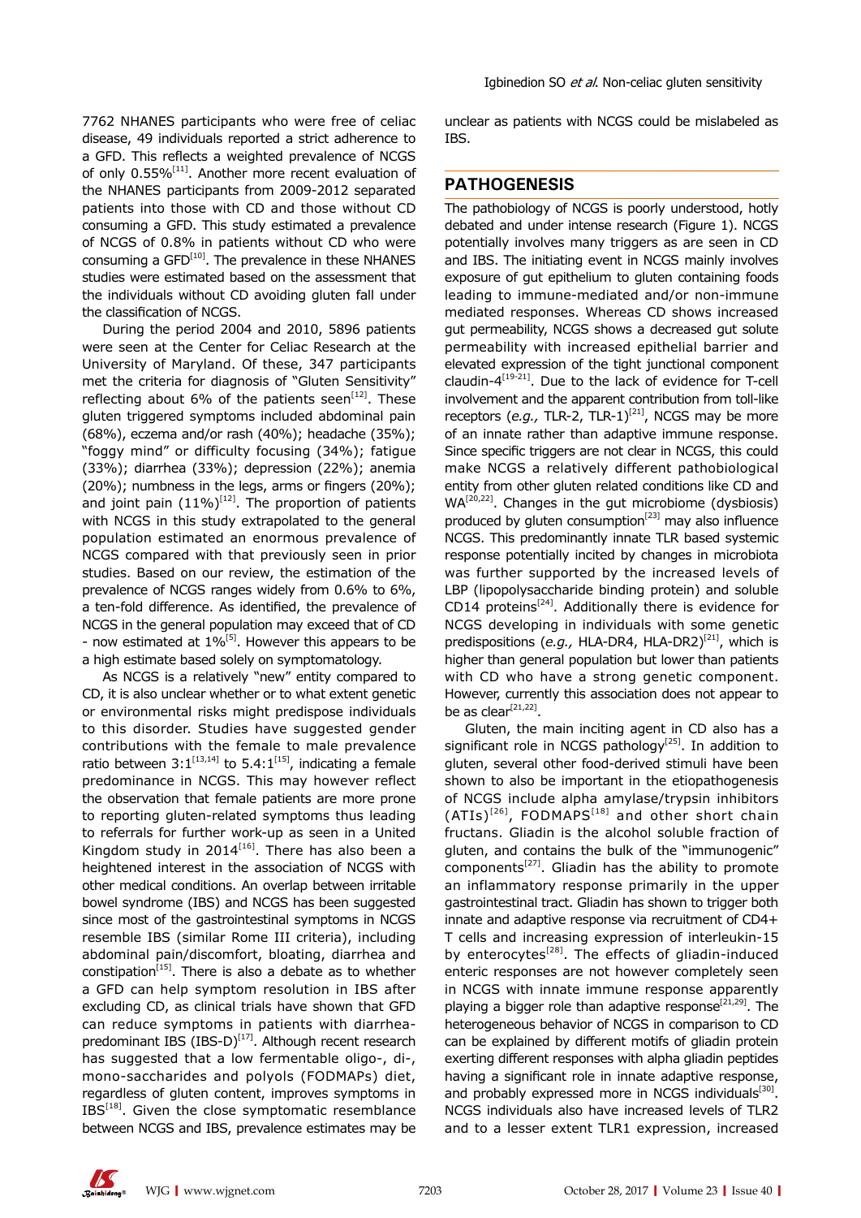7762 NHANES participants who were free of celiac disease, 49 individuals reported a strict adherence to a GFD. This reflects a weighted prevalence of NCGS of only 0.55%[11]. Another more recent evaluation of the NHANES participants from 2009-2012 separated patients into those with CD and those without CD consuming a GFD. This study estimated a prevalence of NCGS of 0.8% in patients without CD who were consuming a GFD[10]. The prevalence in these NHANES studies were estimated based on the assessment that the individuals without CD avoiding gluten fall under the classification of NCGS.

During the period 2004 and 2010, 5896 patients were seen at the Center for Celiac Research at the University of Maryland. Of these, 347 participants met the criteria for diagnosis of "Gluten Sensitivity" reflecting about 6% of the patients seen[12]. These gluten triggered symptoms included abdominal pain (68%), eczema and/or rash (40%); headache (35%); "foggy mind" or difficulty focusing (34%); fatigue (33%); diarrhea (33%); depression (22%); anemia (20%); numbness in the legs, arms or fingers (20%); and joint pain (11%)[12]. The proportion of patients with NCGS in this study extrapolated to the general population estimated an enormous prevalence of NCGS compared with that previously seen in prior studies. Based on our review, the estimation of the prevalence of NCGS ranges widely from 0.6% to 6%, a ten-fold difference. As identified, the prevalence of NCGS in the general population may exceed that of CD - now estimated at 1%[5]. However this appears to be a high estimate based solely on symptomatology.

As NCGS is a relatively "new" entity compared to CD, it is also unclear whether or to what extent genetic or environmental risks might predispose individuals to this disorder. Studies have suggested gender contributions with the female to male prevalence ratio between 3:1[13,14] to 5.4:1[15], indicating a female predominance in NCGS. This may however reflect the observation that female patients are more prone to reporting gluten-related symptoms thus leading to referrals for further work-up as seen in a United Kingdom study in 2014[16]. There has also been a heightened interest in the association of NCGS with other medical conditions. An overlap between irritable bowel syndrome (IBS) and NCGS has been suggested since most of the gastrointestinal symptoms in NCGS resemble IBS (similar Rome III criteria), including abdominal pain/discomfort, bloating, diarrhea and constipation[15]. There is also a debate as to whether a GFD can help symptom resolution in IBS after excluding CD, as clinical trials have shown that GFD can reduce symptoms in patients with diarrhea-predominant IBS (IBS-D)[17]. Although recent research has suggested that a low fermentable oligo-, di-, mono-saccharides and polyols (FODMAPs) diet, regardless of gluten content, improves symptoms in IBS[18]. Given the close symptomatic resemblance between NCGS and IBS, prevalence estimates may be unclear as patients with NCGS could be mislabeled as IBS.

## PATHOGENESIS

The pathobiology of NCGS is poorly understood, hotly debated and under intense research (Figure 1). NCGS potentially involves many triggers as are seen in CD and IBS. The initiating event in NCGS mainly involves exposure of gut epithelium to gluten containing foods leading to immune-mediated and/or non-immune mediated responses. Whereas CD shows increased gut permeability, NCGS shows a decreased gut solute permeability with increased epithelial barrier and elevated expression of the tight junctional component claudin-4[19-21]. Due to the lack of evidence for T-cell involvement and the apparent contribution from toll-like receptors (*e.g.,* TLR-2, TLR-1)[21], NCGS may be more of an innate rather than adaptive immune response. Since specific triggers are not clear in NCGS, this could make NCGS a relatively different pathobiological entity from other gluten related conditions like CD and WA[20,22]. Changes in the gut microbiome (dysbiosis) produced by gluten consumption[23] may also influence NCGS. This predominantly innate TLR based systemic response potentially incited by changes in microbiota was further supported by the increased levels of LBP (lipopolysaccharide binding protein) and soluble CD14 proteins[24]. Additionally there is evidence for NCGS developing in individuals with some genetic predispositions (*e.g.,* HLA-DR4, HLA-DR2)[21], which is higher than general population but lower than patients with CD who have a strong genetic component. However, currently this association does not appear to be as clear[21,22].

Gluten, the main inciting agent in CD also has a significant role in NCGS pathology[25]. In addition to gluten, several other food-derived stimuli have been shown to also be important in the etiopathogenesis of NCGS include alpha amylase/trypsin inhibitors (ATIs)[26], FODMAPS[18] and other short chain fructans. Gliadin is the alcohol soluble fraction of gluten, and contains the bulk of the "immunogenic" components[27]. Gliadin has the ability to promote an inflammatory response primarily in the upper gastrointestinal tract. Gliadin has shown to trigger both innate and adaptive response via recruitment of CD4+ T cells and increasing expression of interleukin-15 by enterocytes[28]. The effects of gliadin-induced enteric responses are not however completely seen in NCGS with innate immune response apparently playing a bigger role than adaptive response[21,29]. The heterogeneous behavior of NCGS in comparison to CD can be explained by different motifs of gliadin protein exerting different responses with alpha gliadin peptides having a significant role in innate adaptive response, and probably expressed more in NCGS individuals[30]. NCGS individuals also have increased levels of TLR2 and to a lesser extent TLR1 expression, increased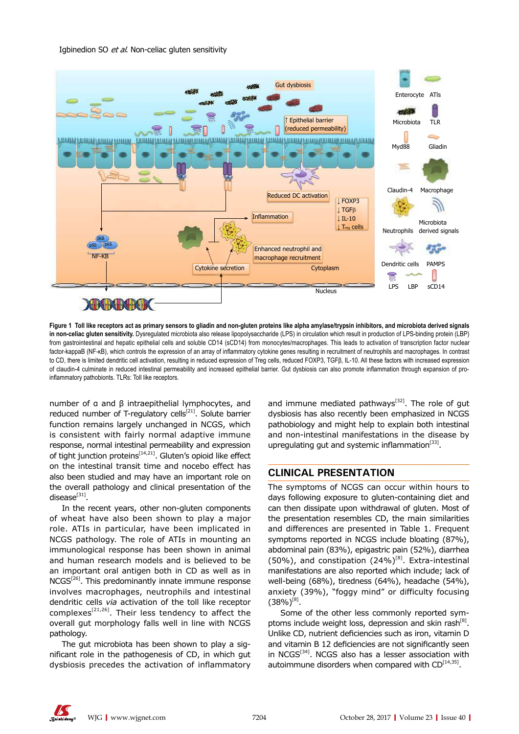**Figure 1 Toll like receptors act as primary sensors to gliadin and non-gluten proteins like alpha amylase/trypsin inhibitors, and microbiota derived signals in non-celiac gluten sensitivity.** Dysregulated microbiota also release lipopolysaccharide (LPS) in circulation which result in production of LPS-binding protein (LBP) from gastrointestinal and hepatic epithelial cells and soluble CD14 (sCD14) from monocytes/macrophages. This leads to activation of transcription factor nuclear factor-kappaB (NF-κB), which controls the expression of an array of inflammatory cytokine genes resulting in recruitment of neutrophils and macrophages. In contrast to CD, there is limited dendritic cell activation, resulting in reduced expression of Treg cells, reduced FOXP3, TGFβ, IL-10. All these factors with increased expression of claudin-4 culminate in reduced intestinal permeability and increased epithelial barrier. Gut dysbiosis can also promote inflammation through expansion of pro-inflammatory pathobionts. TLRs: Toll like receptors.

number of α and β intraepithelial lymphocytes, and reduced number of T-regulatory cells[21]. Solute barrier function remains largely unchanged in NCGS, which is consistent with fairly normal adaptive immune response, normal intestinal permeability and expression of tight junction proteins[14,21]. Gluten's opioid like effect on the intestinal transit time and nocebo effect has also been studied and may have an important role on the overall pathology and clinical presentation of the disease[31].

In the recent years, other non-gluten components of wheat have also been shown to play a major role. ATIs in particular, have been implicated in NCGS pathology. The role of ATIs in mounting an immunological response has been shown in animal and human research models and is believed to be an important oral antigen both in CD as well as in NCGS[26]. This predominantly innate immune response involves macrophages, neutrophils and intestinal dendritic cells *via* activation of the toll like receptor complexes[21,26]. Their less tendency to affect the overall gut morphology falls well in line with NCGS pathology.

The gut microbiota has been shown to play a significant role in the pathogenesis of CD, in which gut dysbiosis precedes the activation of inflammatory and immune mediated pathways[32]. The role of gut dysbiosis has also recently been emphasized in NCGS pathobiology and might help to explain both intestinal and non-intestinal manifestations in the disease by upregulating gut and systemic inflammation[33].

## CLINICAL PRESENTATION

The symptoms of NCGS can occur within hours to days following exposure to gluten-containing diet and can then dissipate upon withdrawal of gluten. Most of the presentation resembles CD, the main similarities and differences are presented in Table 1. Frequent symptoms reported in NCGS include bloating (87%), abdominal pain (83%), epigastric pain (52%), diarrhea (50%), and constipation (24%)[8]. Extra-intestinal manifestations are also reported which include; lack of well-being (68%), tiredness (64%), headache (54%), anxiety (39%), "foggy mind" or difficulty focusing (38%)[8].

Some of the other less commonly reported symptoms include weight loss, depression and skin rash[8]. Unlike CD, nutrient deficiencies such as iron, vitamin D and vitamin B 12 deficiencies are not significantly seen in NCGS[34]. NCGS also has a lesser association with autoimmune disorders when compared with CD[14,35].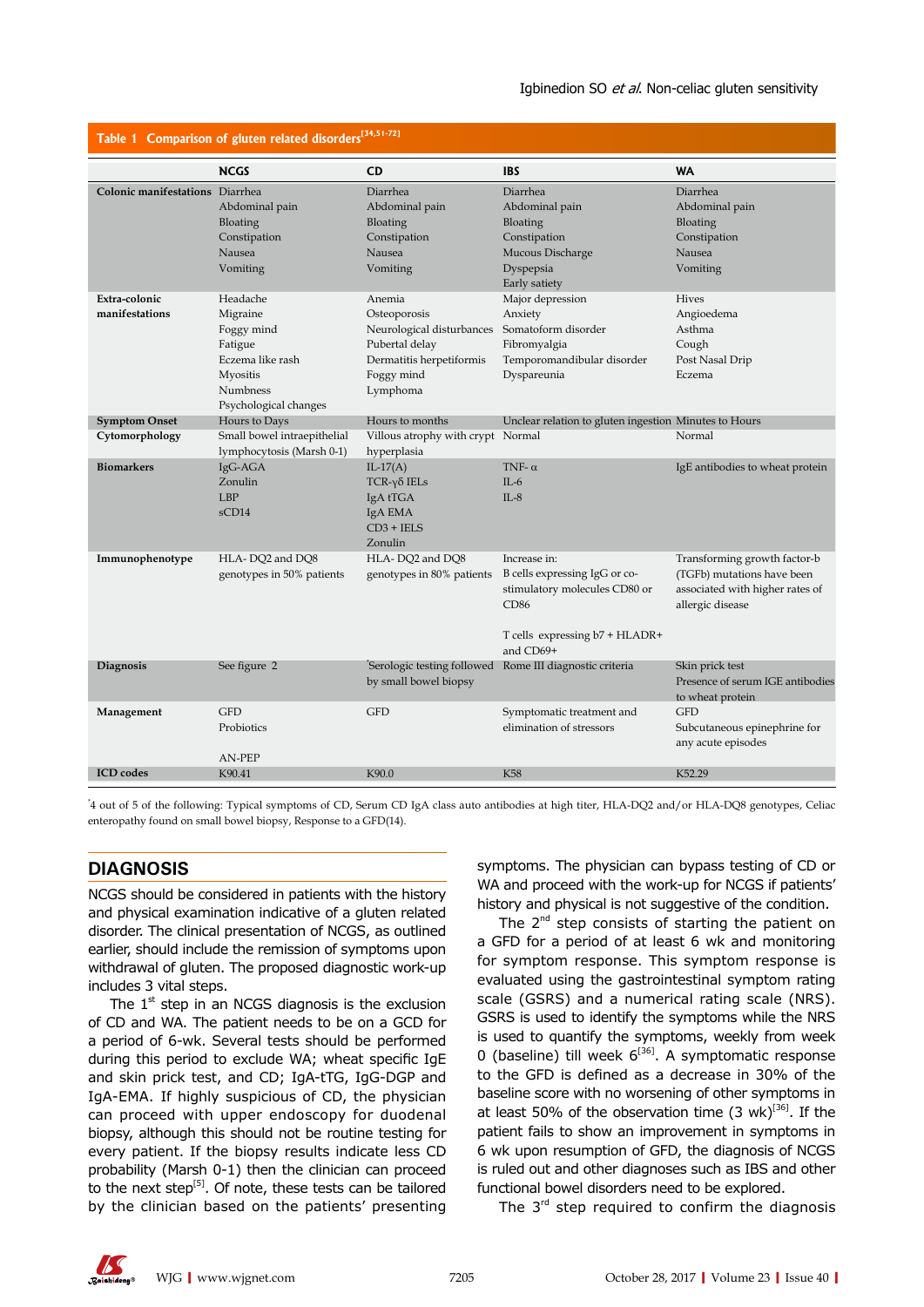**Table 1 Comparison of gluten related disorders[34,51-72]**

| | NCGS | CD | IBS | WA |
|---|---|---|---|---|
| **Colonic manifestations** | Diarrhea<br>Abdominal pain<br>Bloating<br>Constipation<br>Nausea<br>Vomiting | Diarrhea<br>Abdominal pain<br>Bloating<br>Constipation<br>Nausea<br>Vomiting | Diarrhea<br>Abdominal pain<br>Bloating<br>Constipation<br>Mucous Discharge<br>Dyspepsia<br>Early satiety | Diarrhea<br>Abdominal pain<br>Bloating<br>Constipation<br>Nausea<br>Vomiting |
| **Extra-colonic manifestations** | Headache<br>Migraine<br>Foggy mind<br>Fatigue<br>Eczema like rash<br>Myositis<br>Numbness<br>Psychological changes | Anemia<br>Osteoporosis<br>Neurological disturbances<br>Pubertal delay<br>Dermatitis herpetiformis<br>Foggy mind<br>Lymphoma | Major depression<br>Anxiety<br>Somatoform disorder<br>Fibromyalgia<br>Temporomandibular disorder<br>Dyspareunia | Hives<br>Angioedema<br>Asthma<br>Cough<br>Post Nasal Drip<br>Eczema |
| **Symptom Onset** | Hours to Days | Hours to months | Unclear relation to gluten ingestion | Minutes to Hours |
| **Cytomorphology** | Small bowel intraepithelial lymphocytosis (Marsh 0-1) | Villous atrophy with crypt hyperplasia | Normal | Normal |
| **Biomarkers** | IgG-AGA<br>Zonulin<br>LBP<br>sCD14 | IL-17(A)<br>TCR-γδ IELs<br>IgA tTGA<br>IgA EMA<br>CD3 + IELS<br>Zonulin | TNF- α<br>IL-6<br>IL-8 | IgE antibodies to wheat protein |
| **Immunophenotype** | HLA- DQ2 and DQ8 genotypes in 50% patients | HLA- DQ2 and DQ8 genotypes in 80% patients | Increase in:<br>B cells expressing IgG or co-stimulatory molecules CD80 or CD86<br><br>T cells expressing b7 + HLADR+ and CD69+ | Transforming growth factor-b (TGFb) mutations have been associated with higher rates of allergic disease |
| **Diagnosis** | See figure 2 | *Serologic testing followed by small bowel biopsy | Rome III diagnostic criteria | Skin prick test<br>Presence of serum IGE antibodies to wheat protein |
| **Management** | GFD<br>Probiotics<br><br>AN-PEP | GFD | Symptomatic treatment and elimination of stressors | GFD<br>Subcutaneous epinephrine for any acute episodes |
| **ICD codes** | K90.41 | K90.0 | K58 | K52.29 |

*4 out of 5 of the following: Typical symptoms of CD, Serum CD IgA class auto antibodies at high titer, HLA-DQ2 and/or HLA-DQ8 genotypes, Celiac enteropathy found on small bowel biopsy, Response to a GFD(14).

## DIAGNOSIS

NCGS should be considered in patients with the history and physical examination indicative of a gluten related disorder. The clinical presentation of NCGS, as outlined earlier, should include the remission of symptoms upon withdrawal of gluten. The proposed diagnostic work-up includes 3 vital steps.

The 1st step in an NCGS diagnosis is the exclusion of CD and WA. The patient needs to be on a GCD for a period of 6-wk. Several tests should be performed during this period to exclude WA; wheat specific IgE and skin prick test, and CD; IgA-tTG, IgG-DGP and IgA-EMA. If highly suspicious of CD, the physician can proceed with upper endoscopy for duodenal biopsy, although this should not be routine testing for every patient. If the biopsy results indicate less CD probability (Marsh 0-1) then the clinician can proceed to the next step[5]. Of note, these tests can be tailored by the clinician based on the patients' presenting symptoms. The physician can bypass testing of CD or WA and proceed with the work-up for NCGS if patients' history and physical is not suggestive of the condition.

The 2nd step consists of starting the patient on a GFD for a period of at least 6 wk and monitoring for symptom response. This symptom response is evaluated using the gastrointestinal symptom rating scale (GSRS) and a numerical rating scale (NRS). GSRS is used to identify the symptoms while the NRS is used to quantify the symptoms, weekly from week 0 (baseline) till week 6[36]. A symptomatic response to the GFD is defined as a decrease in 30% of the baseline score with no worsening of other symptoms in at least 50% of the observation time (3 wk)[36]. If the patient fails to show an improvement in symptoms in 6 wk upon resumption of GFD, the diagnosis of NCGS is ruled out and other diagnoses such as IBS and other functional bowel disorders need to be explored.

The 3rd step required to confirm the diagnosis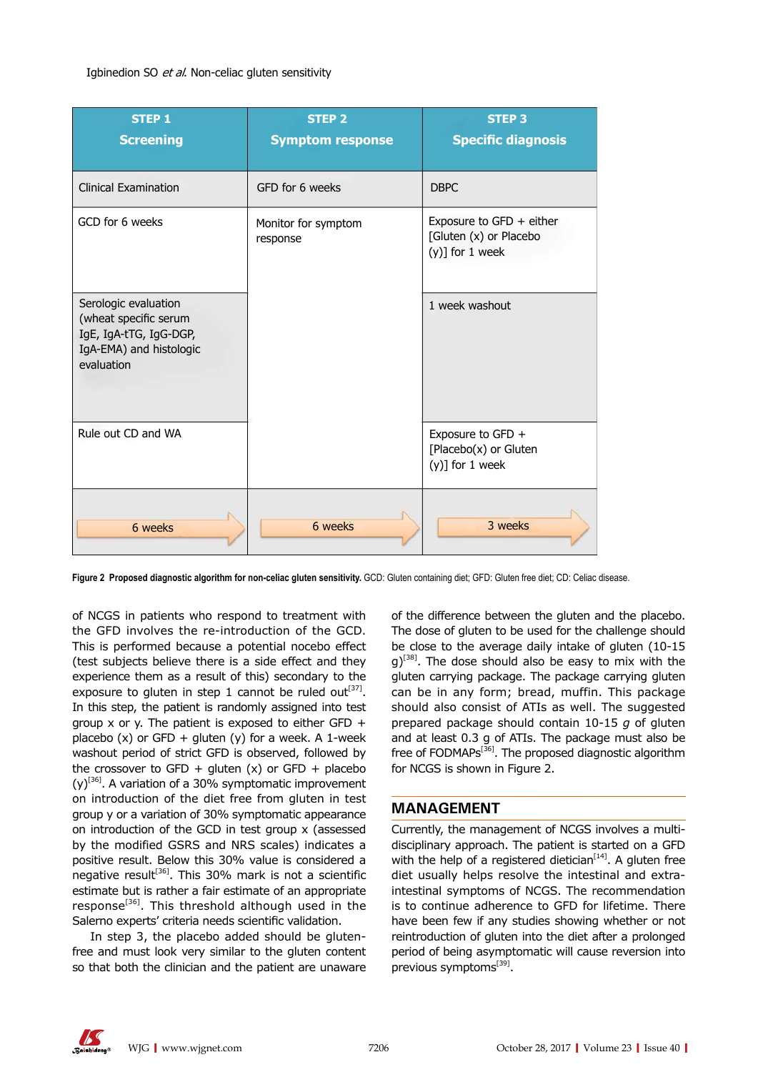| STEP 1 Screening | STEP 2 Symptom response | STEP 3 Specific diagnosis |
|---|---|---|
| Clinical Examination | GFD for 6 weeks | DBPC |
| GCD for 6 weeks | Monitor for symptom response | Exposure to GFD + either [Gluten (x) or Placebo (y)] for 1 week |
| Serologic evaluation (wheat specific serum IgE, IgA-tTG, IgG-DGP, IgA-EMA) and histologic evaluation | | 1 week washout |
| Rule out CD and WA | | Exposure to GFD + [Placebo(x) or Gluten (y)] for 1 week |
| 6 weeks | 6 weeks | 3 weeks |

**Figure 2 Proposed diagnostic algorithm for non-celiac gluten sensitivity.** GCD: Gluten containing diet; GFD: Gluten free diet; CD: Celiac disease.

of NCGS in patients who respond to treatment with the GFD involves the re-introduction of the GCD. This is performed because a potential nocebo effect (test subjects believe there is a side effect and they experience them as a result of this) secondary to the exposure to gluten in step 1 cannot be ruled out[37]. In this step, the patient is randomly assigned into test group x or y. The patient is exposed to either GFD + placebo (x) or GFD + gluten (y) for a week. A 1-week washout period of strict GFD is observed, followed by the crossover to GFD + gluten (x) or GFD + placebo (y)[36]. A variation of a 30% symptomatic improvement on introduction of the diet free from gluten in test group y or a variation of 30% symptomatic appearance on introduction of the GCD in test group x (assessed by the modified GSRS and NRS scales) indicates a positive result. Below this 30% value is considered a negative result[36]. This 30% mark is not a scientific estimate but is rather a fair estimate of an appropriate response[36]. This threshold although used in the Salerno experts' criteria needs scientific validation.

In step 3, the placebo added should be gluten-free and must look very similar to the gluten content so that both the clinician and the patient are unaware of the difference between the gluten and the placebo. The dose of gluten to be used for the challenge should be close to the average daily intake of gluten (10-15 g)[38]. The dose should also be easy to mix with the gluten carrying package. The package carrying gluten can be in any form; bread, muffin. This package should also consist of ATIs as well. The suggested prepared package should contain 10-15 *g* of gluten and at least 0.3 g of ATIs. The package must also be free of FODMAPs[36]. The proposed diagnostic algorithm for NCGS is shown in Figure 2.

## MANAGEMENT

Currently, the management of NCGS involves a multi-disciplinary approach. The patient is started on a GFD with the help of a registered dietician[14]. A gluten free diet usually helps resolve the intestinal and extra-intestinal symptoms of NCGS. The recommendation is to continue adherence to GFD for lifetime. There have been few if any studies showing whether or not reintroduction of gluten into the diet after a prolonged period of being asymptomatic will cause reversion into previous symptoms[39].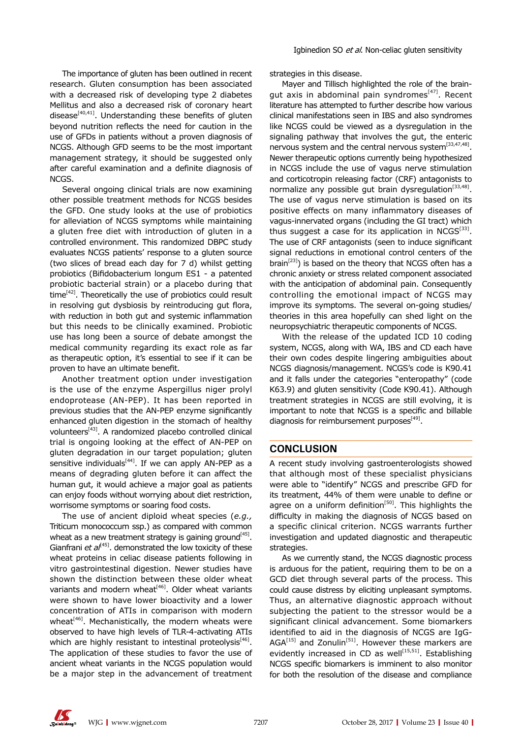The importance of gluten has been outlined in recent research. Gluten consumption has been associated with a decreased risk of developing type 2 diabetes Mellitus and also a decreased risk of coronary heart disease[40,41]. Understanding these benefits of gluten beyond nutrition reflects the need for caution in the use of GFDs in patients without a proven diagnosis of NCGS. Although GFD seems to be the most important management strategy, it should be suggested only after careful examination and a definite diagnosis of NCGS.

Several ongoing clinical trials are now examining other possible treatment methods for NCGS besides the GFD. One study looks at the use of probiotics for alleviation of NCGS symptoms while maintaining a gluten free diet with introduction of gluten in a controlled environment. This randomized DBPC study evaluates NCGS patients' response to a gluten source (two slices of bread each day for 7 d) whilst getting probiotics (Bifidobacterium longum ES1 - a patented probiotic bacterial strain) or a placebo during that time[42]. Theoretically the use of probiotics could result in resolving gut dysbiosis by reintroducing gut flora, with reduction in both gut and systemic inflammation but this needs to be clinically examined. Probiotic use has long been a source of debate amongst the medical community regarding its exact role as far as therapeutic option, it's essential to see if it can be proven to have an ultimate benefit.

Another treatment option under investigation is the use of the enzyme Aspergillus niger prolyl endoprotease (AN-PEP). It has been reported in previous studies that the AN-PEP enzyme significantly enhanced gluten digestion in the stomach of healthy volunteers[43]. A randomized placebo controlled clinical trial is ongoing looking at the effect of AN-PEP on gluten degradation in our target population; gluten sensitive individuals[44]. If we can apply AN-PEP as a means of degrading gluten before it can affect the human gut, it would achieve a major goal as patients can enjoy foods without worrying about diet restriction, worrisome symptoms or soaring food costs.

The use of ancient diploid wheat species (*e.g.,* Triticum monococcum ssp.) as compared with common wheat as a new treatment strategy is gaining ground[45]. Gianfrani *et al*[45]. demonstrated the low toxicity of these wheat proteins in celiac disease patients following in vitro gastrointestinal digestion. Newer studies have shown the distinction between these older wheat variants and modern wheat[46]. Older wheat variants were shown to have lower bioactivity and a lower concentration of ATIs in comparison with modern wheat[46]. Mechanistically, the modern wheats were observed to have high levels of TLR-4-activating ATIs which are highly resistant to intestinal proteolysis[46]. The application of these studies to favor the use of ancient wheat variants in the NCGS population would be a major step in the advancement of treatment strategies in this disease.

Mayer and Tillisch highlighted the role of the brain-gut axis in abdominal pain syndromes[47]. Recent literature has attempted to further describe how various clinical manifestations seen in IBS and also syndromes like NCGS could be viewed as a dysregulation in the signaling pathway that involves the gut, the enteric nervous system and the central nervous system[33,47,48]. Newer therapeutic options currently being hypothesized in NCGS include the use of vagus nerve stimulation and corticotropin releasing factor (CRF) antagonists to normalize any possible gut brain dysregulation[33,48]. The use of vagus nerve stimulation is based on its positive effects on many inflammatory diseases of vagus-innervated organs (including the GI tract) which thus suggest a case for its application in NCGS[33]. The use of CRF antagonists (seen to induce significant signal reductions in emotional control centers of the brain[23]) is based on the theory that NCGS often has a chronic anxiety or stress related component associated with the anticipation of abdominal pain. Consequently controlling the emotional impact of NCGS may improve its symptoms. The several on-going studies/ theories in this area hopefully can shed light on the neuropsychiatric therapeutic components of NCGS.

With the release of the updated ICD 10 coding system, NCGS, along with WA, IBS and CD each have their own codes despite lingering ambiguities about NCGS diagnosis/management. NCGS's code is K90.41 and it falls under the categories "enteropathy" (code K63.9) and gluten sensitivity (Code K90.41). Although treatment strategies in NCGS are still evolving, it is important to note that NCGS is a specific and billable diagnosis for reimbursement purposes[49].

## CONCLUSION

A recent study involving gastroenterologists showed that although most of these specialist physicians were able to "identify" NCGS and prescribe GFD for its treatment, 44% of them were unable to define or agree on a uniform definition[50]. This highlights the difficulty in making the diagnosis of NCGS based on a specific clinical criterion. NCGS warrants further investigation and updated diagnostic and therapeutic strategies.

As we currently stand, the NCGS diagnostic process is arduous for the patient, requiring them to be on a GCD diet through several parts of the process. This could cause distress by eliciting unpleasant symptoms. Thus, an alternative diagnostic approach without subjecting the patient to the stressor would be a significant clinical advancement. Some biomarkers identified to aid in the diagnosis of NCGS are IgG-AGA[15] and Zonulin[51]. However these markers are evidently increased in CD as well[15,51]. Establishing NCGS specific biomarkers is imminent to also monitor for both the resolution of the disease and compliance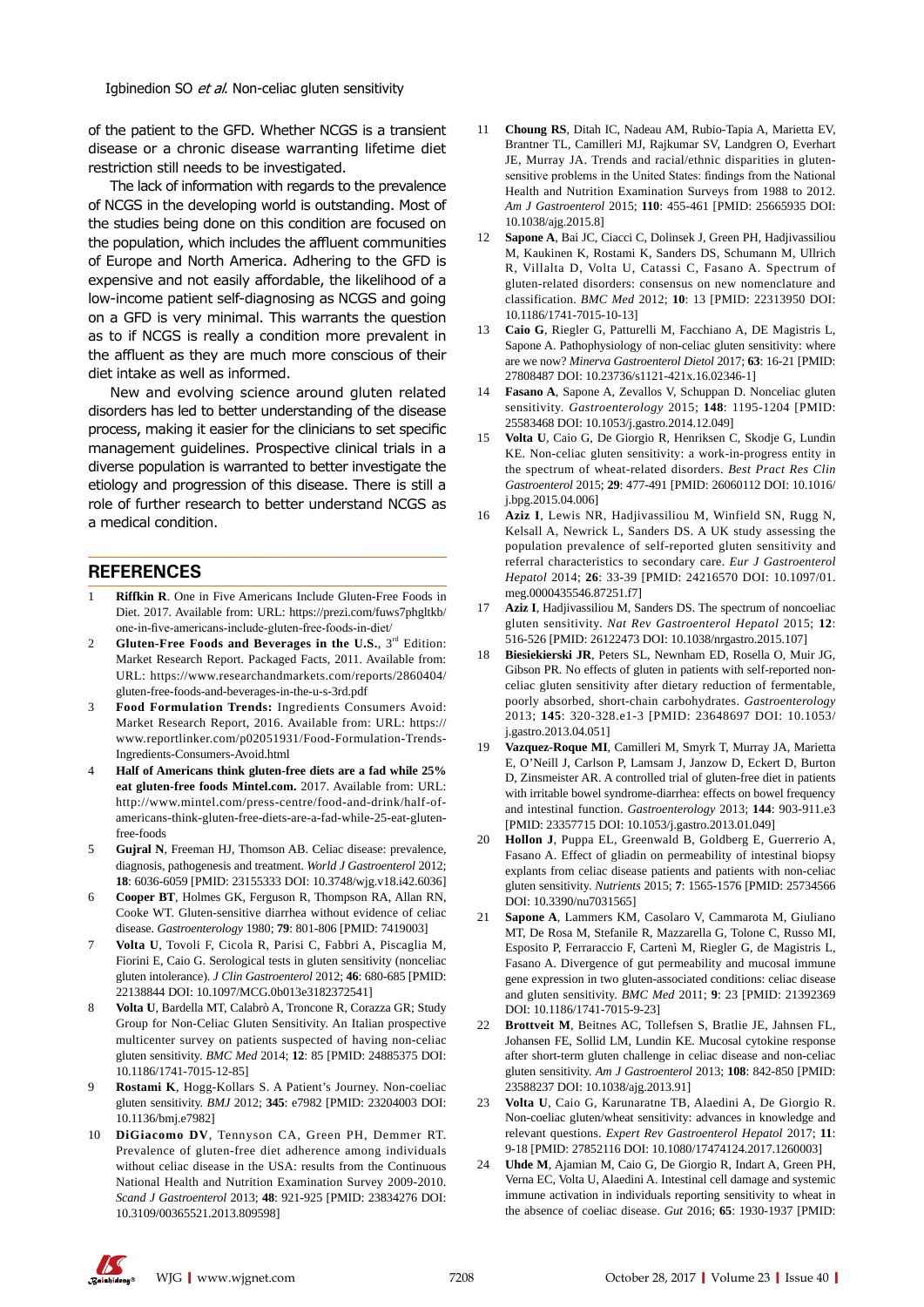of the patient to the GFD. Whether NCGS is a transient disease or a chronic disease warranting lifetime diet restriction still needs to be investigated.

The lack of information with regards to the prevalence of NCGS in the developing world is outstanding. Most of the studies being done on this condition are focused on the population, which includes the affluent communities of Europe and North America. Adhering to the GFD is expensive and not easily affordable, the likelihood of a low-income patient self-diagnosing as NCGS and going on a GFD is very minimal. This warrants the question as to if NCGS is really a condition more prevalent in the affluent as they are much more conscious of their diet intake as well as informed.

New and evolving science around gluten related disorders has led to better understanding of the disease process, making it easier for the clinicians to set specific management guidelines. Prospective clinical trials in a diverse population is warranted to better investigate the etiology and progression of this disease. There is still a role of further research to better understand NCGS as a medical condition.

## REFERENCES

1. **Riffkin R**. One in Five Americans Include Gluten-Free Foods in Diet. 2017. Available from: URL: https://prezi.com/fuws7phgltkb/one-in-five-americans-include-gluten-free-foods-in-diet/
2. **Gluten-Free Foods and Beverages in the U.S.**, 3rd Edition: Market Research Report. Packaged Facts, 2011. Available from: URL: https://www.researchandmarkets.com/reports/2860404/gluten-free-foods-and-beverages-in-the-u-s-3rd.pdf
3. **Food Formulation Trends:** Ingredients Consumers Avoid: Market Research Report, 2016. Available from: URL: https://www.reportlinker.com/p02051931/Food-Formulation-Trends-Ingredients-Consumers-Avoid.html
4. **Half of Americans think gluten-free diets are a fad while 25% eat gluten-free foods Mintel.com.** 2017. Available from: URL: http://www.mintel.com/press-centre/food-and-drink/half-of-americans-think-gluten-free-diets-are-a-fad-while-25-eat-gluten-free-foods
5. **Gujral N**, Freeman HJ, Thomson AB. Celiac disease: prevalence, diagnosis, pathogenesis and treatment. *World J Gastroenterol* 2012; **18**: 6036-6059 [PMID: 23155333 DOI: 10.3748/wjg.v18.i42.6036]
6. **Cooper BT**, Holmes GK, Ferguson R, Thompson RA, Allan RN, Cooke WT. Gluten-sensitive diarrhea without evidence of celiac disease. *Gastroenterology* 1980; **79**: 801-806 [PMID: 7419003]
7. **Volta U**, Tovoli F, Cicola R, Parisi C, Fabbri A, Piscaglia M, Fiorini E, Caio G. Serological tests in gluten sensitivity (nonceliac gluten intolerance). *J Clin Gastroenterol* 2012; **46**: 680-685 [PMID: 22138844 DOI: 10.1097/MCG.0b013e3182372541]
8. **Volta U**, Bardella MT, Calabrò A, Troncone R, Corazza GR; Study Group for Non-Celiac Gluten Sensitivity. An Italian prospective multicenter survey on patients suspected of having non-celiac gluten sensitivity. *BMC Med* 2014; **12**: 85 [PMID: 24885375 DOI: 10.1186/1741-7015-12-85]
9. **Rostami K**, Hogg-Kollars S. A Patient's Journey. Non-coeliac gluten sensitivity. *BMJ* 2012; **345**: e7982 [PMID: 23204003 DOI: 10.1136/bmj.e7982]
10. **DiGiacomo DV**, Tennyson CA, Green PH, Demmer RT. Prevalence of gluten-free diet adherence among individuals without celiac disease in the USA: results from the Continuous National Health and Nutrition Examination Survey 2009-2010. *Scand J Gastroenterol* 2013; **48**: 921-925 [PMID: 23834276 DOI: 10.3109/00365521.2013.809598]
11. **Choung RS**, Ditah IC, Nadeau AM, Rubio-Tapia A, Marietta EV, Brantner TL, Camilleri MJ, Rajkumar SV, Landgren O, Everhart JE, Murray JA. Trends and racial/ethnic disparities in gluten-sensitive problems in the United States: findings from the National Health and Nutrition Examination Surveys from 1988 to 2012. *Am J Gastroenterol* 2015; **110**: 455-461 [PMID: 25665935 DOI: 10.1038/ajg.2015.8]
12. **Sapone A**, Bai JC, Ciacci C, Dolinsek J, Green PH, Hadjivassiliou M, Kaukinen K, Rostami K, Sanders DS, Schumann M, Ullrich R, Villalta D, Volta U, Catassi C, Fasano A. Spectrum of gluten-related disorders: consensus on new nomenclature and classification. *BMC Med* 2012; **10**: 13 [PMID: 22313950 DOI: 10.1186/1741-7015-10-13]
13. **Caio G**, Riegler G, Patturelli M, Facchiano A, DE Magistris L, Sapone A. Pathophysiology of non-celiac gluten sensitivity: where are we now? *Minerva Gastroenterol Dietol* 2017; **63**: 16-21 [PMID: 27808487 DOI: 10.23736/s1121-421x.16.02346-1]
14. **Fasano A**, Sapone A, Zevallos V, Schuppan D. Nonceliac gluten sensitivity. *Gastroenterology* 2015; **148**: 1195-1204 [PMID: 25583468 DOI: 10.1053/j.gastro.2014.12.049]
15. **Volta U**, Caio G, De Giorgio R, Henriksen C, Skodje G, Lundin KE. Non-celiac gluten sensitivity: a work-in-progress entity in the spectrum of wheat-related disorders. *Best Pract Res Clin Gastroenterol* 2015; **29**: 477-491 [PMID: 26060112 DOI: 10.1016/j.bpg.2015.04.006]
16. **Aziz I**, Lewis NR, Hadjivassiliou M, Winfield SN, Rugg N, Kelsall A, Newrick L, Sanders DS. A UK study assessing the population prevalence of self-reported gluten sensitivity and referral characteristics to secondary care. *Eur J Gastroenterol Hepatol* 2014; **26**: 33-39 [PMID: 24216570 DOI: 10.1097/01.meg.0000435546.87251.f7]
17. **Aziz I**, Hadjivassiliou M, Sanders DS. The spectrum of noncoeliac gluten sensitivity. *Nat Rev Gastroenterol Hepatol* 2015; **12**: 516-526 [PMID: 26122473 DOI: 10.1038/nrgastro.2015.107]
18. **Biesiekierski JR**, Peters SL, Newnham ED, Rosella O, Muir JG, Gibson PR. No effects of gluten in patients with self-reported non-celiac gluten sensitivity after dietary reduction of fermentable, poorly absorbed, short-chain carbohydrates. *Gastroenterology* 2013; **145**: 320-328.e1-3 [PMID: 23648697 DOI: 10.1053/j.gastro.2013.04.051]
19. **Vazquez-Roque MI**, Camilleri M, Smyrk T, Murray JA, Marietta E, O'Neill J, Carlson P, Lamsam J, Janzow D, Eckert D, Burton D, Zinsmeister AR. A controlled trial of gluten-free diet in patients with irritable bowel syndrome-diarrhea: effects on bowel frequency and intestinal function. *Gastroenterology* 2013; **144**: 903-911.e3 [PMID: 23357715 DOI: 10.1053/j.gastro.2013.01.049]
20. **Hollon J**, Puppa EL, Greenwald B, Goldberg E, Guerrerio A, Fasano A. Effect of gliadin on permeability of intestinal biopsy explants from celiac disease patients and patients with non-celiac gluten sensitivity. *Nutrients* 2015; **7**: 1565-1576 [PMID: 25734566 DOI: 10.3390/nu7031565]
21. **Sapone A**, Lammers KM, Casolaro V, Cammarota M, Giuliano MT, De Rosa M, Stefanile R, Mazzarella G, Tolone C, Russo MI, Esposito P, Ferraraccio F, Cartenì M, Riegler G, de Magistris L, Fasano A. Divergence of gut permeability and mucosal immune gene expression in two gluten-associated conditions: celiac disease and gluten sensitivity. *BMC Med* 2011; **9**: 23 [PMID: 21392369 DOI: 10.1186/1741-7015-9-23]
22. **Brottveit M**, Beitnes AC, Tollefsen S, Bratlie JE, Jahnsen FL, Johansen FE, Sollid LM, Lundin KE. Mucosal cytokine response after short-term gluten challenge in celiac disease and non-celiac gluten sensitivity. *Am J Gastroenterol* 2013; **108**: 842-850 [PMID: 23588237 DOI: 10.1038/ajg.2013.91]
23. **Volta U**, Caio G, Karunaratne TB, Alaedini A, De Giorgio R. Non-coeliac gluten/wheat sensitivity: advances in knowledge and relevant questions. *Expert Rev Gastroenterol Hepatol* 2017; **11**: 9-18 [PMID: 27852116 DOI: 10.1080/17474124.2017.1260003]
24. **Uhde M**, Ajamian M, Caio G, De Giorgio R, Indart A, Green PH, Verna EC, Volta U, Alaedini A. Intestinal cell damage and systemic immune activation in individuals reporting sensitivity to wheat in the absence of coeliac disease. *Gut* 2016; **65**: 1930-1937 [PMID: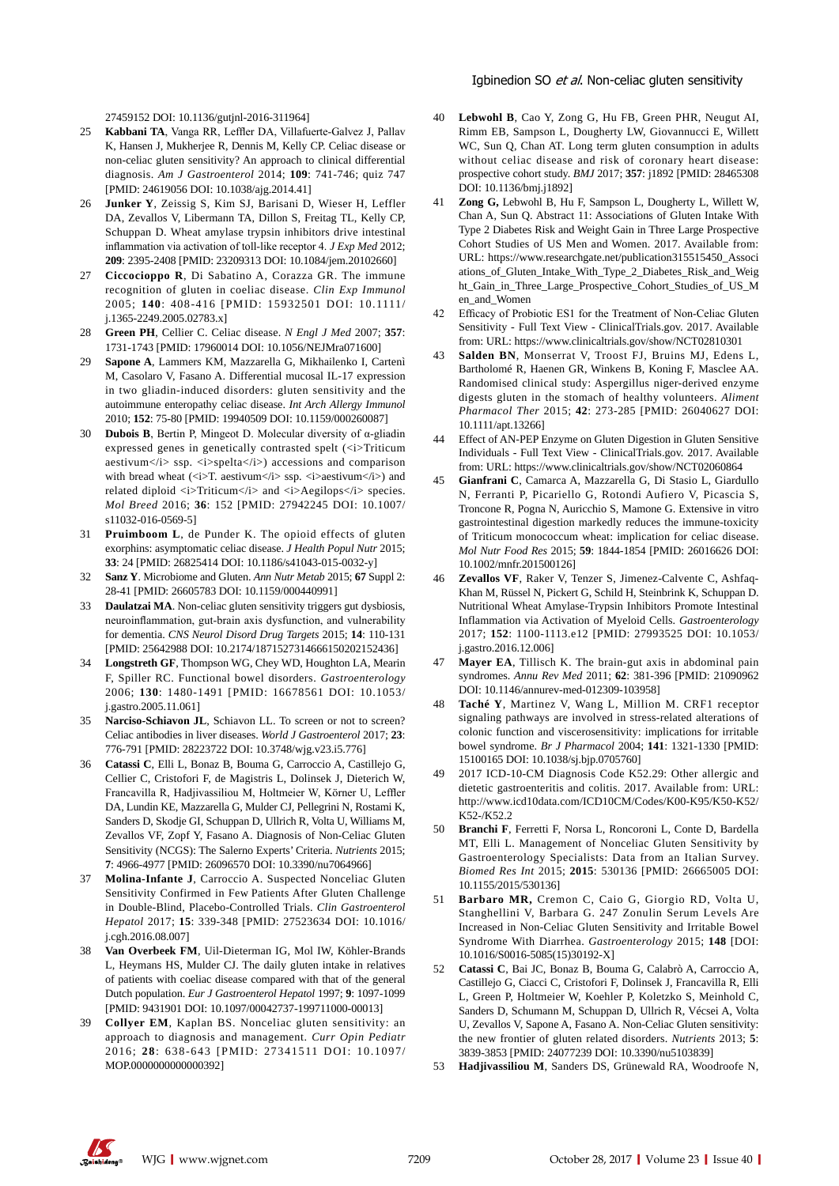27459152 DOI: 10.1136/gutjnl-2016-311964]

25 **Kabbani TA**, Vanga RR, Leffler DA, Villafuerte-Galvez J, Pallav K, Hansen J, Mukherjee R, Dennis M, Kelly CP. Celiac disease or non-celiac gluten sensitivity? An approach to clinical differential diagnosis. *Am J Gastroenterol* 2014; **109**: 741-746; quiz 747 [PMID: 24619056 DOI: 10.1038/ajg.2014.41]

26 **Junker Y**, Zeissig S, Kim SJ, Barisani D, Wieser H, Leffler DA, Zevallos V, Libermann TA, Dillon S, Freitag TL, Kelly CP, Schuppan D. Wheat amylase trypsin inhibitors drive intestinal inflammation via activation of toll-like receptor 4. *J Exp Med* 2012; **209**: 2395-2408 [PMID: 23209313 DOI: 10.1084/jem.20102660]

27 **Ciccocioppo R**, Di Sabatino A, Corazza GR. The immune recognition of gluten in coeliac disease. *Clin Exp Immunol* 2005; **140**: 408-416 [PMID: 15932501 DOI: 10.1111/j.1365-2249.2005.02783.x]

28 **Green PH**, Cellier C. Celiac disease. *N Engl J Med* 2007; **357**: 1731-1743 [PMID: 17960014 DOI: 10.1056/NEJMra071600]

29 **Sapone A**, Lammers KM, Mazzarella G, Mikhailenko I, Cartenì M, Casolaro V, Fasano A. Differential mucosal IL-17 expression in two gliadin-induced disorders: gluten sensitivity and the autoimmune enteropathy celiac disease. *Int Arch Allergy Immunol* 2010; **152**: 75-80 [PMID: 19940509 DOI: 10.1159/000260087]

30 **Dubois B**, Bertin P, Mingeot D. Molecular diversity of α-gliadin expressed genes in genetically contrasted spelt (<i>Triticum aestivum</i> ssp. <i>spelta</i>) accessions and comparison with bread wheat (<i>T. aestivum</i> ssp. <i>aestivum</i>) and related diploid <i>Triticum</i> and <i>Aegilops</i> species. *Mol Breed* 2016; **36**: 152 [PMID: 27942245 DOI: 10.1007/s11032-016-0569-5]

31 **Pruimboom L**, de Punder K. The opioid effects of gluten exorphins: asymptomatic celiac disease. *J Health Popul Nutr* 2015; **33**: 24 [PMID: 26825414 DOI: 10.1186/s41043-015-0032-y]

32 **Sanz Y**. Microbiome and Gluten. *Ann Nutr Metab* 2015; **67** Suppl 2: 28-41 [PMID: 26605783 DOI: 10.1159/000440991]

33 **Daulatzai MA**. Non-celiac gluten sensitivity triggers gut dysbiosis, neuroinflammation, gut-brain axis dysfunction, and vulnerability for dementia. *CNS Neurol Disord Drug Targets* 2015; **14**: 110-131 [PMID: 25642988 DOI: 10.2174/1871527314666150202152436]

34 **Longstreth GF**, Thompson WG, Chey WD, Houghton LA, Mearin F, Spiller RC. Functional bowel disorders. *Gastroenterology* 2006; **130**: 1480-1491 [PMID: 16678561 DOI: 10.1053/j.gastro.2005.11.061]

35 **Narciso-Schiavon JL**, Schiavon LL. To screen or not to screen? Celiac antibodies in liver diseases. *World J Gastroenterol* 2017; **23**: 776-791 [PMID: 28223722 DOI: 10.3748/wjg.v23.i5.776]

36 **Catassi C**, Elli L, Bonaz B, Bouma G, Carroccio A, Castillejo G, Cellier C, Cristofori F, de Magistris L, Dolinsek J, Dieterich W, Francavilla R, Hadjivassiliou M, Holtmeier W, Körner U, Leffler DA, Lundin KE, Mazzarella G, Mulder CJ, Pellegrini N, Rostami K, Sanders D, Skodje GI, Schuppan D, Ullrich R, Volta U, Williams M, Zevallos VF, Zopf Y, Fasano A. Diagnosis of Non-Celiac Gluten Sensitivity (NCGS): The Salerno Experts' Criteria. *Nutrients* 2015; **7**: 4966-4977 [PMID: 26096570 DOI: 10.3390/nu7064966]

37 **Molina-Infante J**, Carroccio A. Suspected Nonceliac Gluten Sensitivity Confirmed in Few Patients After Gluten Challenge in Double-Blind, Placebo-Controlled Trials. *Clin Gastroenterol Hepatol* 2017; **15**: 339-348 [PMID: 27523634 DOI: 10.1016/j.cgh.2016.08.007]

38 **Van Overbeek FM**, Uil-Dieterman IG, Mol IW, Köhler-Brands L, Heymans HS, Mulder CJ. The daily gluten intake in relatives of patients with coeliac disease compared with that of the general Dutch population. *Eur J Gastroenterol Hepatol* 1997; **9**: 1097-1099 [PMID: 9431901 DOI: 10.1097/00042737-199711000-00013]

39 **Collyer EM**, Kaplan BS. Nonceliac gluten sensitivity: an approach to diagnosis and management. *Curr Opin Pediatr* 2016; **28**: 638-643 [PMID: 27341511 DOI: 10.1097/MOP.0000000000000392]

40 **Lebwohl B**, Cao Y, Zong G, Hu FB, Green PHR, Neugut AI, Rimm EB, Sampson L, Dougherty LW, Giovannucci E, Willett WC, Sun Q, Chan AT. Long term gluten consumption in adults without celiac disease and risk of coronary heart disease: prospective cohort study. *BMJ* 2017; **357**: j1892 [PMID: 28465308 DOI: 10.1136/bmj.j1892]

41 **Zong G,** Lebwohl B, Hu F, Sampson L, Dougherty L, Willett W, Chan A, Sun Q. Abstract 11: Associations of Gluten Intake With Type 2 Diabetes Risk and Weight Gain in Three Large Prospective Cohort Studies of US Men and Women. 2017. Available from: URL: https://www.researchgate.net/publication315515450_Associations_of_Gluten_Intake_With_Type_2_Diabetes_Risk_and_Weight_Gain_in_Three_Large_Prospective_Cohort_Studies_of_US_Men_and_Women

42 Efficacy of Probiotic ES1 for the Treatment of Non-Celiac Gluten Sensitivity - Full Text View - ClinicalTrials.gov. 2017. Available from: URL: https://www.clinicaltrials.gov/show/NCT02810301

43 **Salden BN**, Monserrat V, Troost FJ, Bruins MJ, Edens L, Bartholomé R, Haenen GR, Winkens B, Koning F, Masclee AA. Randomised clinical study: Aspergillus niger-derived enzyme digests gluten in the stomach of healthy volunteers. *Aliment Pharmacol Ther* 2015; **42**: 273-285 [PMID: 26040627 DOI: 10.1111/apt.13266]

44 Effect of AN-PEP Enzyme on Gluten Digestion in Gluten Sensitive Individuals - Full Text View - ClinicalTrials.gov. 2017. Available from: URL: https://www.clinicaltrials.gov/show/NCT02060864

45 **Gianfrani C**, Camarca A, Mazzarella G, Di Stasio L, Giardullo N, Ferranti P, Picariello G, Rotondi Aufiero V, Picascia S, Troncone R, Pogna N, Auricchio S, Mamone G. Extensive in vitro gastrointestinal digestion markedly reduces the immune-toxicity of Triticum monococcum wheat: implication for celiac disease. *Mol Nutr Food Res* 2015; **59**: 1844-1854 [PMID: 26016626 DOI: 10.1002/mnfr.201500126]

46 **Zevallos VF**, Raker V, Tenzer S, Jimenez-Calvente C, Ashfaq-Khan M, Rüssel N, Pickert G, Schild H, Steinbrink K, Schuppan D. Nutritional Wheat Amylase-Trypsin Inhibitors Promote Intestinal Inflammation via Activation of Myeloid Cells. *Gastroenterology* 2017; **152**: 1100-1113.e12 [PMID: 27993525 DOI: 10.1053/j.gastro.2016.12.006]

47 **Mayer EA**, Tillisch K. The brain-gut axis in abdominal pain syndromes. *Annu Rev Med* 2011; **62**: 381-396 [PMID: 21090962 DOI: 10.1146/annurev-med-012309-103958]

48 **Taché Y**, Martinez V, Wang L, Million M. CRF1 receptor signaling pathways are involved in stress-related alterations of colonic function and viscerosensitivity: implications for irritable bowel syndrome. *Br J Pharmacol* 2004; **141**: 1321-1330 [PMID: 15100165 DOI: 10.1038/sj.bjp.0705760]

49 2017 ICD-10-CM Diagnosis Code K52.29: Other allergic and dietetic gastroenteritis and colitis. 2017. Available from: URL: http://www.icd10data.com/ICD10CM/Codes/K00-K95/K50-K52/K52-/K52.2

50 **Branchi F**, Ferretti F, Norsa L, Roncoroni L, Conte D, Bardella MT, Elli L. Management of Nonceliac Gluten Sensitivity by Gastroenterology Specialists: Data from an Italian Survey. *Biomed Res Int* 2015; **2015**: 530136 [PMID: 26665005 DOI: 10.1155/2015/530136]

51 **Barbaro MR,** Cremon C, Caio G, Giorgio RD, Volta U, Stanghellini V, Barbara G. 247 Zonulin Serum Levels Are Increased in Non-Celiac Gluten Sensitivity and Irritable Bowel Syndrome With Diarrhea. *Gastroenterology* 2015; **148** [DOI: 10.1016/S0016-5085(15)30192-X]

52 **Catassi C**, Bai JC, Bonaz B, Bouma G, Calabrò A, Carroccio A, Castillejo G, Ciacci C, Cristofori F, Dolinsek J, Francavilla R, Elli L, Green P, Holtmeier W, Koehler P, Koletzko S, Meinhold C, Sanders D, Schumann M, Schuppan D, Ullrich R, Vécsei A, Volta U, Zevallos V, Sapone A, Fasano A. Non-Celiac Gluten sensitivity: the new frontier of gluten related disorders. *Nutrients* 2013; **5**: 3839-3853 [PMID: 24077239 DOI: 10.3390/nu5103839]

53 **Hadjivassiliou M**, Sanders DS, Grünewald RA, Woodroofe N,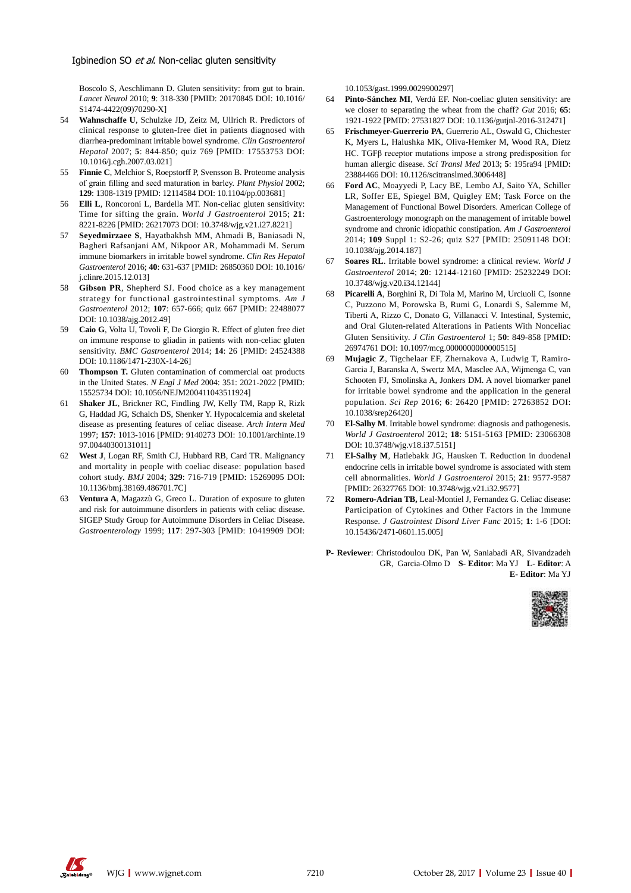Boscolo S, Aeschlimann D. Gluten sensitivity: from gut to brain. *Lancet Neurol* 2010; **9**: 318-330 [PMID: 20170845 DOI: 10.1016/S1474-4422(09)70290-X]

54 **Wahnschaffe U**, Schulzke JD, Zeitz M, Ullrich R. Predictors of clinical response to gluten-free diet in patients diagnosed with diarrhea-predominant irritable bowel syndrome. *Clin Gastroenterol Hepatol* 2007; **5**: 844-850; quiz 769 [PMID: 17553753 DOI: 10.1016/j.cgh.2007.03.021]

55 **Finnie C**, Melchior S, Roepstorff P, Svensson B. Proteome analysis of grain filling and seed maturation in barley. *Plant Physiol* 2002; **129**: 1308-1319 [PMID: 12114584 DOI: 10.1104/pp.003681]

56 **Elli L**, Roncoroni L, Bardella MT. Non-celiac gluten sensitivity: Time for sifting the grain. *World J Gastroenterol* 2015; **21**: 8221-8226 [PMID: 26217073 DOI: 10.3748/wjg.v21.i27.8221]

57 **Seyedmirzaee S**, Hayatbakhsh MM, Ahmadi B, Baniasadi N, Bagheri Rafsanjani AM, Nikpoor AR, Mohammadi M. Serum immune biomarkers in irritable bowel syndrome. *Clin Res Hepatol Gastroenterol* 2016; **40**: 631-637 [PMID: 26850360 DOI: 10.1016/j.clinre.2015.12.013]

58 **Gibson PR**, Shepherd SJ. Food choice as a key management strategy for functional gastrointestinal symptoms. *Am J Gastroenterol* 2012; **107**: 657-666; quiz 667 [PMID: 22488077 DOI: 10.1038/ajg.2012.49]

59 **Caio G**, Volta U, Tovoli F, De Giorgio R. Effect of gluten free diet on immune response to gliadin in patients with non-celiac gluten sensitivity. *BMC Gastroenterol* 2014; **14**: 26 [PMID: 24524388 DOI: 10.1186/1471-230X-14-26]

60 **Thompson T.** Gluten contamination of commercial oat products in the United States. *N Engl J Med* 2004: 351: 2021-2022 [PMID: 15525734 DOI: 10.1056/NEJM200411043511924]

61 **Shaker JL**, Brickner RC, Findling JW, Kelly TM, Rapp R, Rizk G, Haddad JG, Schalch DS, Shenker Y. Hypocalcemia and skeletal disease as presenting features of celiac disease. *Arch Intern Med* 1997; **157**: 1013-1016 [PMID: 9140273 DOI: 10.1001/archinte.1997.00440300131011]

62 **West J**, Logan RF, Smith CJ, Hubbard RB, Card TR. Malignancy and mortality in people with coeliac disease: population based cohort study. *BMJ* 2004; **329**: 716-719 [PMID: 15269095 DOI: 10.1136/bmj.38169.486701.7C]

63 **Ventura A**, Magazzù G, Greco L. Duration of exposure to gluten and risk for autoimmune disorders in patients with celiac disease. SIGEP Study Group for Autoimmune Disorders in Celiac Disease. *Gastroenterology* 1999; **117**: 297-303 [PMID: 10419909 DOI: 10.1053/gast.1999.0029900297]

64 **Pinto-Sánchez MI**, Verdú EF. Non-coeliac gluten sensitivity: are we closer to separating the wheat from the chaff? *Gut* 2016; **65**: 1921-1922 [PMID: 27531827 DOI: 10.1136/gutjnl-2016-312471]

65 **Frischmeyer-Guerrerio PA**, Guerrerio AL, Oswald G, Chichester K, Myers L, Halushka MK, Oliva-Hemker M, Wood RA, Dietz HC. TGFβ receptor mutations impose a strong predisposition for human allergic disease. *Sci Transl Med* 2013; **5**: 195ra94 [PMID: 23884466 DOI: 10.1126/scitranslmed.3006448]

66 **Ford AC**, Moayyedi P, Lacy BE, Lembo AJ, Saito YA, Schiller LR, Soffer EE, Spiegel BM, Quigley EM; Task Force on the Management of Functional Bowel Disorders. American College of Gastroenterology monograph on the management of irritable bowel syndrome and chronic idiopathic constipation. *Am J Gastroenterol* 2014; **109** Suppl 1: S2-26; quiz S27 [PMID: 25091148 DOI: 10.1038/ajg.2014.187]

67 **Soares RL**. Irritable bowel syndrome: a clinical review. *World J Gastroenterol* 2014; **20**: 12144-12160 [PMID: 25232249 DOI: 10.3748/wjg.v20.i34.12144]

68 **Picarelli A**, Borghini R, Di Tola M, Marino M, Urciuoli C, Isonne C, Puzzono M, Porowska B, Rumi G, Lonardi S, Salemme M, Tiberti A, Rizzo C, Donato G, Villanacci V. Intestinal, Systemic, and Oral Gluten-related Alterations in Patients With Nonceliac Gluten Sensitivity. *J Clin Gastroenterol* 1; **50**: 849-858 [PMID: 26974761 DOI: 10.1097/mcg.0000000000000515]

69 **Mujagic Z**, Tigchelaar EF, Zhernakova A, Ludwig T, Ramiro-Garcia J, Baranska A, Swertz MA, Masclee AA, Wijmenga C, van Schooten FJ, Smolinska A, Jonkers DM. A novel biomarker panel for irritable bowel syndrome and the application in the general population. *Sci Rep* 2016; **6**: 26420 [PMID: 27263852 DOI: 10.1038/srep26420]

70 **El-Salhy M**. Irritable bowel syndrome: diagnosis and pathogenesis. *World J Gastroenterol* 2012; **18**: 5151-5163 [PMID: 23066308 DOI: 10.3748/wjg.v18.i37.5151]

71 **El-Salhy M**, Hatlebakk JG, Hausken T. Reduction in duodenal endocrine cells in irritable bowel syndrome is associated with stem cell abnormalities. *World J Gastroenterol* 2015; **21**: 9577-9587 [PMID: 26327765 DOI: 10.3748/wjg.v21.i32.9577]

72 **Romero-Adrian TB,** Leal-Montiel J, Fernandez G. Celiac disease: Participation of Cytokines and Other Factors in the Immune Response. *J Gastrointest Disord Liver Func* 2015; **1**: 1-6 [DOI: 10.15436/2471-0601.15.005]

**P- Reviewer**: Christodoulou DK, Pan W, Saniabadi AR, Sivandzadeh GR, Garcia-Olmo D **S- Editor**: Ma YJ **L- Editor**: A **E- Editor**: Ma YJ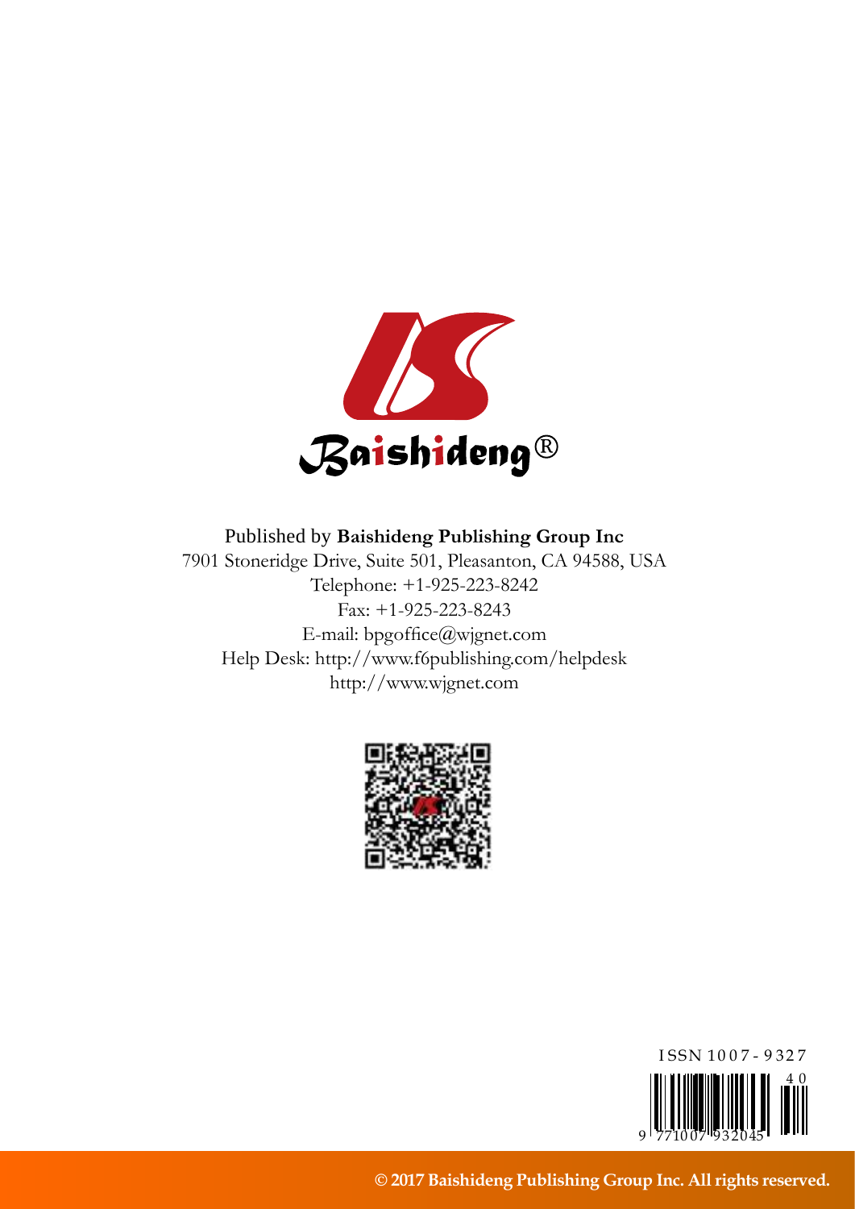Baishideng®

Published by **Baishideng Publishing Group Inc**

7901 Stoneridge Drive, Suite 501, Pleasanton, CA 94588, USA

Telephone: +1-925-223-8242

Fax: +1-925-223-8243

E-mail: bpgoffice@wjgnet.com

Help Desk: http://www.f6publishing.com/helpdesk

http://www.wjgnet.com

ISSN 1007-9327

9 771007 932045 40

**© 2017 Baishideng Publishing Group Inc. All rights reserved.**